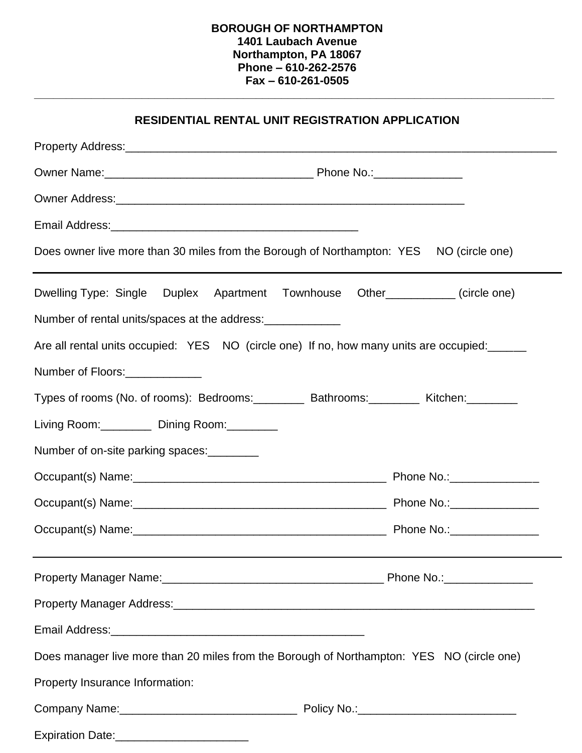**BOROUGH OF NORTHAMPTON**
**1401 Laubach Avenue**
**Northampton, PA 18067**
**Phone – 610-262-2576**
**Fax – 610-261-0505**

---

## RESIDENTIAL RENTAL UNIT REGISTRATION APPLICATION

Property Address:_______________________________________________________________________

Owner Name:_________________________________ Phone No.:______________

Owner Address:_________________________________________________________

Email Address:________________________________________

Does owner live more than 30 miles from the Borough of Northampton: YES NO (circle one)

---

Dwelling Type: Single Duplex Apartment Townhouse Other___________ (circle one)

Number of rental units/spaces at the address:____________

Are all rental units occupied: YES NO (circle one) If no, how many units are occupied:______

Number of Floors:____________

Types of rooms (No. of rooms): Bedrooms:________ Bathrooms:________ Kitchen:________

Living Room:________ Dining Room:________

Number of on-site parking spaces:________

Occupant(s) Name:________________________________________ Phone No.:______________

Occupant(s) Name:________________________________________ Phone No.:______________

Occupant(s) Name:________________________________________ Phone No.:______________

---

Property Manager Name:___________________________________ Phone No.:______________

Property Manager Address:__________________________________________________________

Email Address:_________________________________________

Does manager live more than 20 miles from the Borough of Northampton: YES NO (circle one)

Property Insurance Information:

Company Name:____________________________ Policy No.:_________________________

Expiration Date:_____________________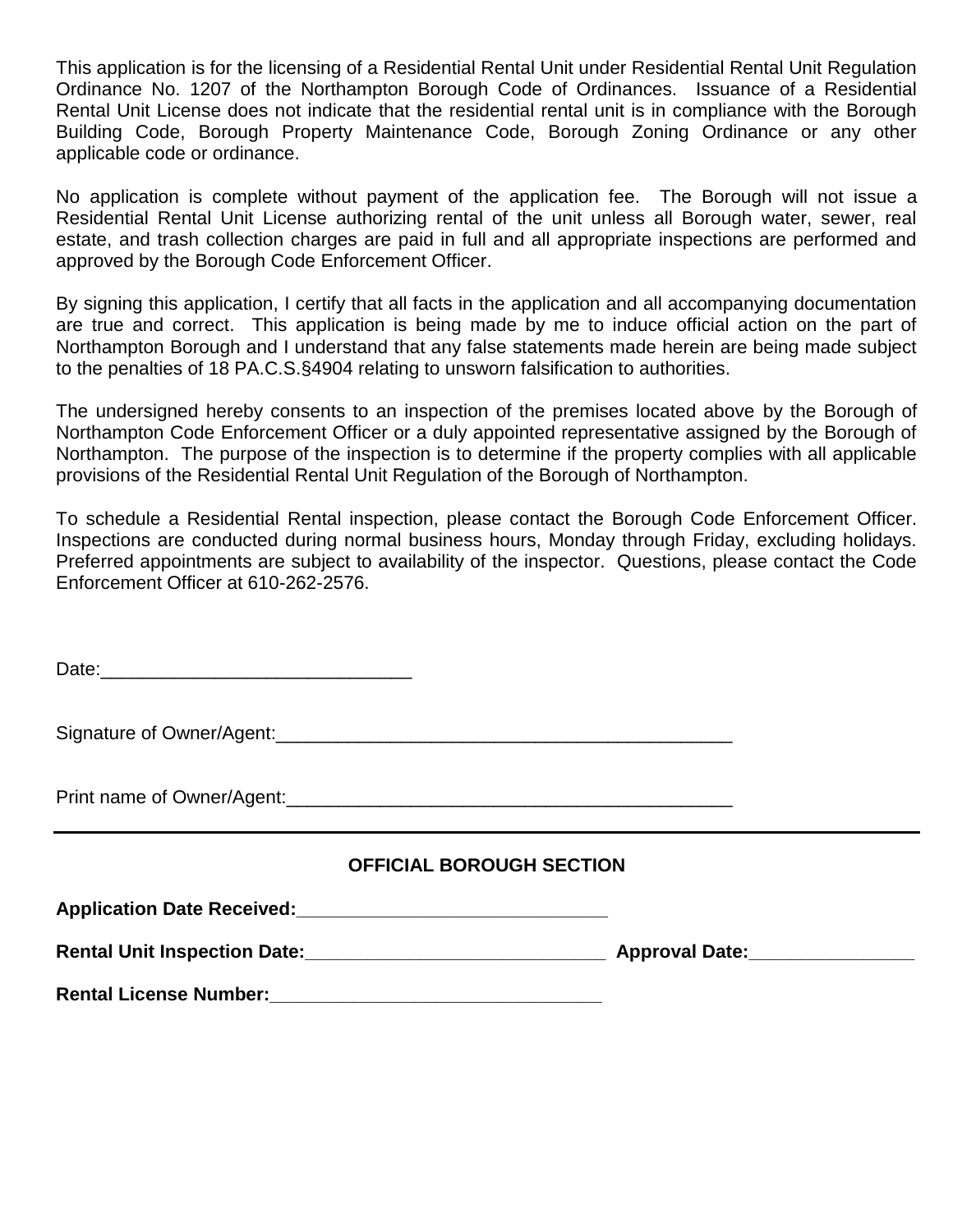This application is for the licensing of a Residential Rental Unit under Residential Rental Unit Regulation Ordinance No. 1207 of the Northampton Borough Code of Ordinances. Issuance of a Residential Rental Unit License does not indicate that the residential rental unit is in compliance with the Borough Building Code, Borough Property Maintenance Code, Borough Zoning Ordinance or any other applicable code or ordinance.

No application is complete without payment of the application fee. The Borough will not issue a Residential Rental Unit License authorizing rental of the unit unless all Borough water, sewer, real estate, and trash collection charges are paid in full and all appropriate inspections are performed and approved by the Borough Code Enforcement Officer.

By signing this application, I certify that all facts in the application and all accompanying documentation are true and correct. This application is being made by me to induce official action on the part of Northampton Borough and I understand that any false statements made herein are being made subject to the penalties of 18 PA.C.S.§4904 relating to unsworn falsification to authorities.

The undersigned hereby consents to an inspection of the premises located above by the Borough of Northampton Code Enforcement Officer or a duly appointed representative assigned by the Borough of Northampton. The purpose of the inspection is to determine if the property complies with all applicable provisions of the Residential Rental Unit Regulation of the Borough of Northampton.

To schedule a Residential Rental inspection, please contact the Borough Code Enforcement Officer. Inspections are conducted during normal business hours, Monday through Friday, excluding holidays. Preferred appointments are subject to availability of the inspector. Questions, please contact the Code Enforcement Officer at 610-262-2576.

Date:______________________________

Signature of Owner/Agent:____________________________________________

Print name of Owner/Agent:___________________________________________

---

## OFFICIAL BOROUGH SECTION

**Application Date Received:______________________________**

**Rental Unit Inspection Date:_____________________________ Approval Date:________________**

**Rental License Number:________________________________**